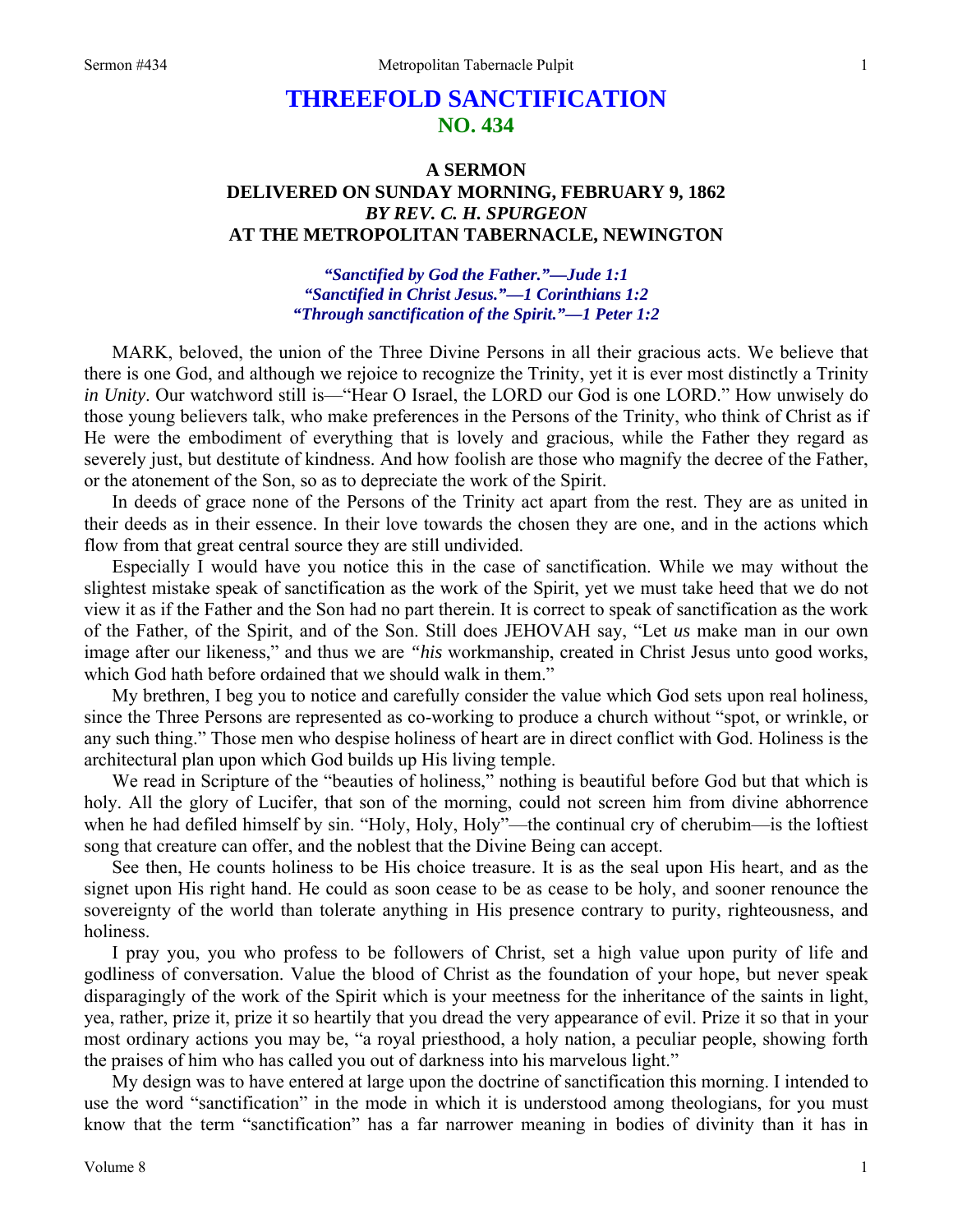# THREEFOLD SANCTIFICATION
## NO. 434

### A SERMON
### DELIVERED ON SUNDAY MORNING, FEBRUARY 9, 1862
### *BY REV. C. H. SPURGEON*
### AT THE METROPOLITAN TABERNACLE, NEWINGTON

*"Sanctified by God the Father."—Jude 1:1*
*"Sanctified in Christ Jesus."—1 Corinthians 1:2*
*"Through sanctification of the Spirit."—1 Peter 1:2*

MARK, beloved, the union of the Three Divine Persons in all their gracious acts. We believe that there is one God, and although we rejoice to recognize the Trinity, yet it is ever most distinctly a Trinity *in Unity*. Our watchword still is—"Hear O Israel, the LORD our God is one LORD." How unwisely do those young believers talk, who make preferences in the Persons of the Trinity, who think of Christ as if He were the embodiment of everything that is lovely and gracious, while the Father they regard as severely just, but destitute of kindness. And how foolish are those who magnify the decree of the Father, or the atonement of the Son, so as to depreciate the work of the Spirit.

In deeds of grace none of the Persons of the Trinity act apart from the rest. They are as united in their deeds as in their essence. In their love towards the chosen they are one, and in the actions which flow from that great central source they are still undivided.

Especially I would have you notice this in the case of sanctification. While we may without the slightest mistake speak of sanctification as the work of the Spirit, yet we must take heed that we do not view it as if the Father and the Son had no part therein. It is correct to speak of sanctification as the work of the Father, of the Spirit, and of the Son. Still does JEHOVAH say, "Let *us* make man in our own image after our likeness," and thus we are *"his* workmanship, created in Christ Jesus unto good works, which God hath before ordained that we should walk in them."

My brethren, I beg you to notice and carefully consider the value which God sets upon real holiness, since the Three Persons are represented as co-working to produce a church without "spot, or wrinkle, or any such thing." Those men who despise holiness of heart are in direct conflict with God. Holiness is the architectural plan upon which God builds up His living temple.

We read in Scripture of the "beauties of holiness," nothing is beautiful before God but that which is holy. All the glory of Lucifer, that son of the morning, could not screen him from divine abhorrence when he had defiled himself by sin. "Holy, Holy, Holy"—the continual cry of cherubim—is the loftiest song that creature can offer, and the noblest that the Divine Being can accept.

See then, He counts holiness to be His choice treasure. It is as the seal upon His heart, and as the signet upon His right hand. He could as soon cease to be as cease to be holy, and sooner renounce the sovereignty of the world than tolerate anything in His presence contrary to purity, righteousness, and holiness.

I pray you, you who profess to be followers of Christ, set a high value upon purity of life and godliness of conversation. Value the blood of Christ as the foundation of your hope, but never speak disparagingly of the work of the Spirit which is your meetness for the inheritance of the saints in light, yea, rather, prize it, prize it so heartily that you dread the very appearance of evil. Prize it so that in your most ordinary actions you may be, "a royal priesthood, a holy nation, a peculiar people, showing forth the praises of him who has called you out of darkness into his marvelous light."

My design was to have entered at large upon the doctrine of sanctification this morning. I intended to use the word "sanctification" in the mode in which it is understood among theologians, for you must know that the term "sanctification" has a far narrower meaning in bodies of divinity than it has in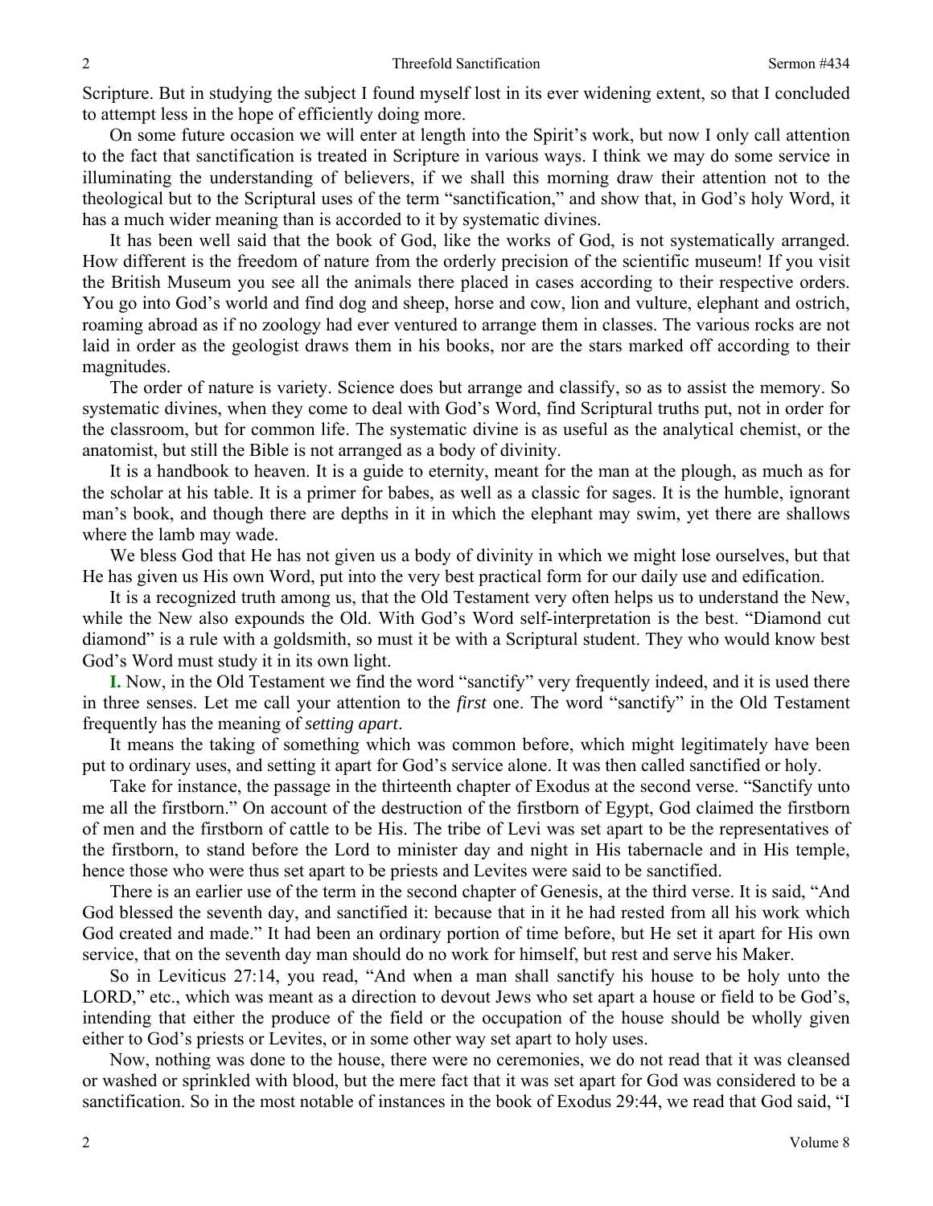Scripture. But in studying the subject I found myself lost in its ever widening extent, so that I concluded to attempt less in the hope of efficiently doing more.

On some future occasion we will enter at length into the Spirit's work, but now I only call attention to the fact that sanctification is treated in Scripture in various ways. I think we may do some service in illuminating the understanding of believers, if we shall this morning draw their attention not to the theological but to the Scriptural uses of the term "sanctification," and show that, in God's holy Word, it has a much wider meaning than is accorded to it by systematic divines.

It has been well said that the book of God, like the works of God, is not systematically arranged. How different is the freedom of nature from the orderly precision of the scientific museum! If you visit the British Museum you see all the animals there placed in cases according to their respective orders. You go into God's world and find dog and sheep, horse and cow, lion and vulture, elephant and ostrich, roaming abroad as if no zoology had ever ventured to arrange them in classes. The various rocks are not laid in order as the geologist draws them in his books, nor are the stars marked off according to their magnitudes.

The order of nature is variety. Science does but arrange and classify, so as to assist the memory. So systematic divines, when they come to deal with God's Word, find Scriptural truths put, not in order for the classroom, but for common life. The systematic divine is as useful as the analytical chemist, or the anatomist, but still the Bible is not arranged as a body of divinity.

It is a handbook to heaven. It is a guide to eternity, meant for the man at the plough, as much as for the scholar at his table. It is a primer for babes, as well as a classic for sages. It is the humble, ignorant man's book, and though there are depths in it in which the elephant may swim, yet there are shallows where the lamb may wade.

We bless God that He has not given us a body of divinity in which we might lose ourselves, but that He has given us His own Word, put into the very best practical form for our daily use and edification.

It is a recognized truth among us, that the Old Testament very often helps us to understand the New, while the New also expounds the Old. With God's Word self-interpretation is the best. "Diamond cut diamond" is a rule with a goldsmith, so must it be with a Scriptural student. They who would know best God's Word must study it in its own light.

**I.** Now, in the Old Testament we find the word "sanctify" very frequently indeed, and it is used there in three senses. Let me call your attention to the *first* one. The word "sanctify" in the Old Testament frequently has the meaning of *setting apart*.

It means the taking of something which was common before, which might legitimately have been put to ordinary uses, and setting it apart for God's service alone. It was then called sanctified or holy.

Take for instance, the passage in the thirteenth chapter of Exodus at the second verse. "Sanctify unto me all the firstborn." On account of the destruction of the firstborn of Egypt, God claimed the firstborn of men and the firstborn of cattle to be His. The tribe of Levi was set apart to be the representatives of the firstborn, to stand before the Lord to minister day and night in His tabernacle and in His temple, hence those who were thus set apart to be priests and Levites were said to be sanctified.

There is an earlier use of the term in the second chapter of Genesis, at the third verse. It is said, "And God blessed the seventh day, and sanctified it: because that in it he had rested from all his work which God created and made." It had been an ordinary portion of time before, but He set it apart for His own service, that on the seventh day man should do no work for himself, but rest and serve his Maker.

So in Leviticus 27:14, you read, "And when a man shall sanctify his house to be holy unto the LORD," etc., which was meant as a direction to devout Jews who set apart a house or field to be God's, intending that either the produce of the field or the occupation of the house should be wholly given either to God's priests or Levites, or in some other way set apart to holy uses.

Now, nothing was done to the house, there were no ceremonies, we do not read that it was cleansed or washed or sprinkled with blood, but the mere fact that it was set apart for God was considered to be a sanctification. So in the most notable of instances in the book of Exodus 29:44, we read that God said, "I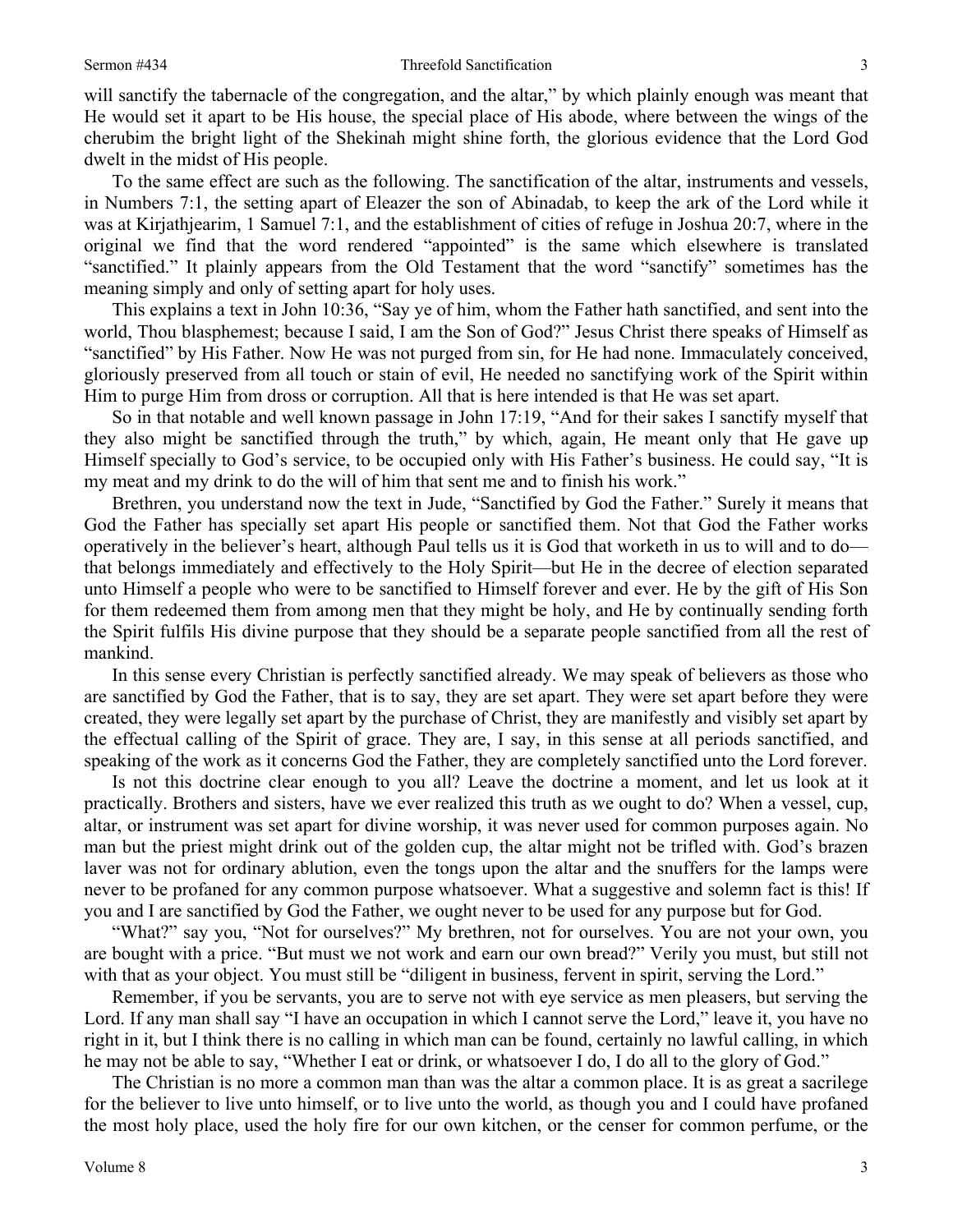will sanctify the tabernacle of the congregation, and the altar," by which plainly enough was meant that He would set it apart to be His house, the special place of His abode, where between the wings of the cherubim the bright light of the Shekinah might shine forth, the glorious evidence that the Lord God dwelt in the midst of His people.

To the same effect are such as the following. The sanctification of the altar, instruments and vessels, in Numbers 7:1, the setting apart of Eleazer the son of Abinadab, to keep the ark of the Lord while it was at Kirjathjearim, 1 Samuel 7:1, and the establishment of cities of refuge in Joshua 20:7, where in the original we find that the word rendered "appointed" is the same which elsewhere is translated "sanctified." It plainly appears from the Old Testament that the word "sanctify" sometimes has the meaning simply and only of setting apart for holy uses.

This explains a text in John 10:36, "Say ye of him, whom the Father hath sanctified, and sent into the world, Thou blasphemest; because I said, I am the Son of God?" Jesus Christ there speaks of Himself as "sanctified" by His Father. Now He was not purged from sin, for He had none. Immaculately conceived, gloriously preserved from all touch or stain of evil, He needed no sanctifying work of the Spirit within Him to purge Him from dross or corruption. All that is here intended is that He was set apart.

So in that notable and well known passage in John 17:19, "And for their sakes I sanctify myself that they also might be sanctified through the truth," by which, again, He meant only that He gave up Himself specially to God's service, to be occupied only with His Father's business. He could say, "It is my meat and my drink to do the will of him that sent me and to finish his work."

Brethren, you understand now the text in Jude, "Sanctified by God the Father." Surely it means that God the Father has specially set apart His people or sanctified them. Not that God the Father works operatively in the believer's heart, although Paul tells us it is God that worketh in us to will and to do—that belongs immediately and effectively to the Holy Spirit—but He in the decree of election separated unto Himself a people who were to be sanctified to Himself forever and ever. He by the gift of His Son for them redeemed them from among men that they might be holy, and He by continually sending forth the Spirit fulfils His divine purpose that they should be a separate people sanctified from all the rest of mankind.

In this sense every Christian is perfectly sanctified already. We may speak of believers as those who are sanctified by God the Father, that is to say, they are set apart. They were set apart before they were created, they were legally set apart by the purchase of Christ, they are manifestly and visibly set apart by the effectual calling of the Spirit of grace. They are, I say, in this sense at all periods sanctified, and speaking of the work as it concerns God the Father, they are completely sanctified unto the Lord forever.

Is not this doctrine clear enough to you all? Leave the doctrine a moment, and let us look at it practically. Brothers and sisters, have we ever realized this truth as we ought to do? When a vessel, cup, altar, or instrument was set apart for divine worship, it was never used for common purposes again. No man but the priest might drink out of the golden cup, the altar might not be trifled with. God's brazen laver was not for ordinary ablution, even the tongs upon the altar and the snuffers for the lamps were never to be profaned for any common purpose whatsoever. What a suggestive and solemn fact is this! If you and I are sanctified by God the Father, we ought never to be used for any purpose but for God.

"What?" say you, "Not for ourselves?" My brethren, not for ourselves. You are not your own, you are bought with a price. "But must we not work and earn our own bread?" Verily you must, but still not with that as your object. You must still be "diligent in business, fervent in spirit, serving the Lord."

Remember, if you be servants, you are to serve not with eye service as men pleasers, but serving the Lord. If any man shall say "I have an occupation in which I cannot serve the Lord," leave it, you have no right in it, but I think there is no calling in which man can be found, certainly no lawful calling, in which he may not be able to say, "Whether I eat or drink, or whatsoever I do, I do all to the glory of God."

The Christian is no more a common man than was the altar a common place. It is as great a sacrilege for the believer to live unto himself, or to live unto the world, as though you and I could have profaned the most holy place, used the holy fire for our own kitchen, or the censer for common perfume, or the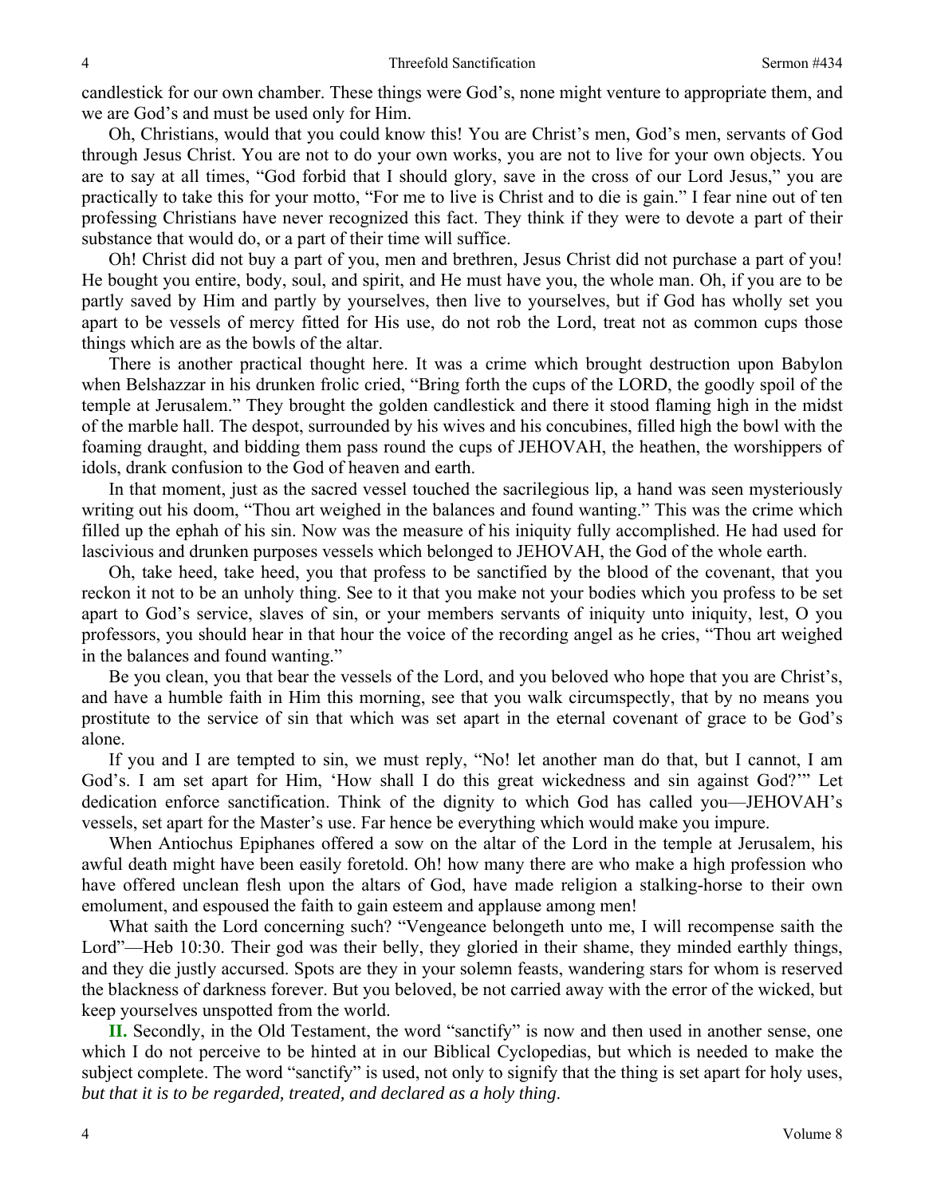candlestick for our own chamber. These things were God's, none might venture to appropriate them, and we are God's and must be used only for Him.

Oh, Christians, would that you could know this! You are Christ's men, God's men, servants of God through Jesus Christ. You are not to do your own works, you are not to live for your own objects. You are to say at all times, "God forbid that I should glory, save in the cross of our Lord Jesus," you are practically to take this for your motto, "For me to live is Christ and to die is gain." I fear nine out of ten professing Christians have never recognized this fact. They think if they were to devote a part of their substance that would do, or a part of their time will suffice.

Oh! Christ did not buy a part of you, men and brethren, Jesus Christ did not purchase a part of you! He bought you entire, body, soul, and spirit, and He must have you, the whole man. Oh, if you are to be partly saved by Him and partly by yourselves, then live to yourselves, but if God has wholly set you apart to be vessels of mercy fitted for His use, do not rob the Lord, treat not as common cups those things which are as the bowls of the altar.

There is another practical thought here. It was a crime which brought destruction upon Babylon when Belshazzar in his drunken frolic cried, "Bring forth the cups of the LORD, the goodly spoil of the temple at Jerusalem." They brought the golden candlestick and there it stood flaming high in the midst of the marble hall. The despot, surrounded by his wives and his concubines, filled high the bowl with the foaming draught, and bidding them pass round the cups of JEHOVAH, the heathen, the worshippers of idols, drank confusion to the God of heaven and earth.

In that moment, just as the sacred vessel touched the sacrilegious lip, a hand was seen mysteriously writing out his doom, "Thou art weighed in the balances and found wanting." This was the crime which filled up the ephah of his sin. Now was the measure of his iniquity fully accomplished. He had used for lascivious and drunken purposes vessels which belonged to JEHOVAH, the God of the whole earth.

Oh, take heed, take heed, you that profess to be sanctified by the blood of the covenant, that you reckon it not to be an unholy thing. See to it that you make not your bodies which you profess to be set apart to God's service, slaves of sin, or your members servants of iniquity unto iniquity, lest, O you professors, you should hear in that hour the voice of the recording angel as he cries, "Thou art weighed in the balances and found wanting."

Be you clean, you that bear the vessels of the Lord, and you beloved who hope that you are Christ's, and have a humble faith in Him this morning, see that you walk circumspectly, that by no means you prostitute to the service of sin that which was set apart in the eternal covenant of grace to be God's alone.

If you and I are tempted to sin, we must reply, "No! let another man do that, but I cannot, I am God's. I am set apart for Him, 'How shall I do this great wickedness and sin against God?'" Let dedication enforce sanctification. Think of the dignity to which God has called you—JEHOVAH's vessels, set apart for the Master's use. Far hence be everything which would make you impure.

When Antiochus Epiphanes offered a sow on the altar of the Lord in the temple at Jerusalem, his awful death might have been easily foretold. Oh! how many there are who make a high profession who have offered unclean flesh upon the altars of God, have made religion a stalking-horse to their own emolument, and espoused the faith to gain esteem and applause among men!

What saith the Lord concerning such? "Vengeance belongeth unto me, I will recompense saith the Lord"—Heb 10:30. Their god was their belly, they gloried in their shame, they minded earthly things, and they die justly accursed. Spots are they in your solemn feasts, wandering stars for whom is reserved the blackness of darkness forever. But you beloved, be not carried away with the error of the wicked, but keep yourselves unspotted from the world.

**II.** Secondly, in the Old Testament, the word "sanctify" is now and then used in another sense, one which I do not perceive to be hinted at in our Biblical Cyclopedias, but which is needed to make the subject complete. The word "sanctify" is used, not only to signify that the thing is set apart for holy uses, *but that it is to be regarded, treated, and declared as a holy thing*.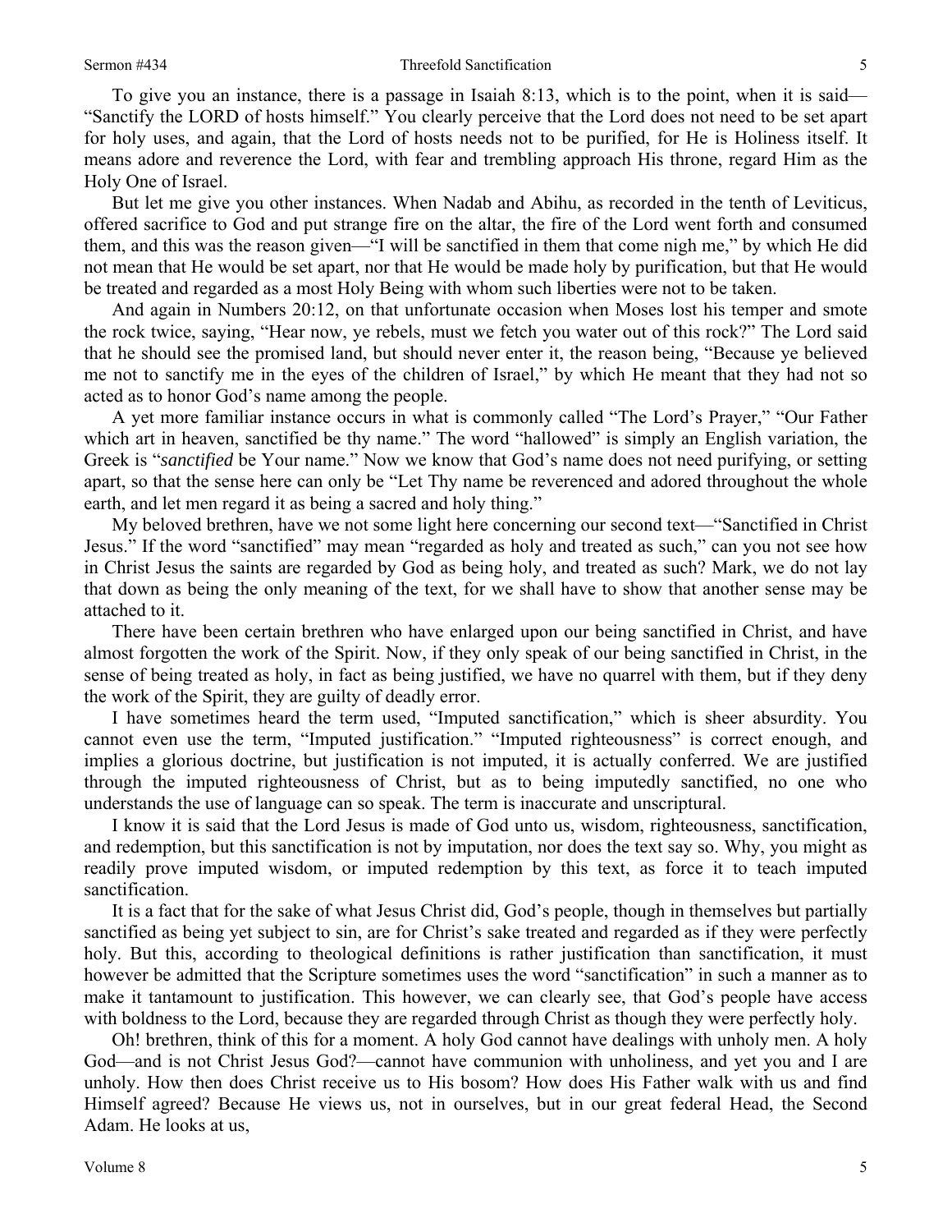To give you an instance, there is a passage in Isaiah 8:13, which is to the point, when it is said—"Sanctify the LORD of hosts himself." You clearly perceive that the Lord does not need to be set apart for holy uses, and again, that the Lord of hosts needs not to be purified, for He is Holiness itself. It means adore and reverence the Lord, with fear and trembling approach His throne, regard Him as the Holy One of Israel.

But let me give you other instances. When Nadab and Abihu, as recorded in the tenth of Leviticus, offered sacrifice to God and put strange fire on the altar, the fire of the Lord went forth and consumed them, and this was the reason given—"I will be sanctified in them that come nigh me," by which He did not mean that He would be set apart, nor that He would be made holy by purification, but that He would be treated and regarded as a most Holy Being with whom such liberties were not to be taken.

And again in Numbers 20:12, on that unfortunate occasion when Moses lost his temper and smote the rock twice, saying, "Hear now, ye rebels, must we fetch you water out of this rock?" The Lord said that he should see the promised land, but should never enter it, the reason being, "Because ye believed me not to sanctify me in the eyes of the children of Israel," by which He meant that they had not so acted as to honor God's name among the people.

A yet more familiar instance occurs in what is commonly called "The Lord's Prayer," "Our Father which art in heaven, sanctified be thy name." The word "hallowed" is simply an English variation, the Greek is "*sanctified* be Your name." Now we know that God's name does not need purifying, or setting apart, so that the sense here can only be "Let Thy name be reverenced and adored throughout the whole earth, and let men regard it as being a sacred and holy thing."

My beloved brethren, have we not some light here concerning our second text—"Sanctified in Christ Jesus." If the word "sanctified" may mean "regarded as holy and treated as such," can you not see how in Christ Jesus the saints are regarded by God as being holy, and treated as such? Mark, we do not lay that down as being the only meaning of the text, for we shall have to show that another sense may be attached to it.

There have been certain brethren who have enlarged upon our being sanctified in Christ, and have almost forgotten the work of the Spirit. Now, if they only speak of our being sanctified in Christ, in the sense of being treated as holy, in fact as being justified, we have no quarrel with them, but if they deny the work of the Spirit, they are guilty of deadly error.

I have sometimes heard the term used, "Imputed sanctification," which is sheer absurdity. You cannot even use the term, "Imputed justification." "Imputed righteousness" is correct enough, and implies a glorious doctrine, but justification is not imputed, it is actually conferred. We are justified through the imputed righteousness of Christ, but as to being imputedly sanctified, no one who understands the use of language can so speak. The term is inaccurate and unscriptural.

I know it is said that the Lord Jesus is made of God unto us, wisdom, righteousness, sanctification, and redemption, but this sanctification is not by imputation, nor does the text say so. Why, you might as readily prove imputed wisdom, or imputed redemption by this text, as force it to teach imputed sanctification.

It is a fact that for the sake of what Jesus Christ did, God's people, though in themselves but partially sanctified as being yet subject to sin, are for Christ's sake treated and regarded as if they were perfectly holy. But this, according to theological definitions is rather justification than sanctification, it must however be admitted that the Scripture sometimes uses the word "sanctification" in such a manner as to make it tantamount to justification. This however, we can clearly see, that God's people have access with boldness to the Lord, because they are regarded through Christ as though they were perfectly holy.

Oh! brethren, think of this for a moment. A holy God cannot have dealings with unholy men. A holy God—and is not Christ Jesus God?—cannot have communion with unholiness, and yet you and I are unholy. How then does Christ receive us to His bosom? How does His Father walk with us and find Himself agreed? Because He views us, not in ourselves, but in our great federal Head, the Second Adam. He looks at us,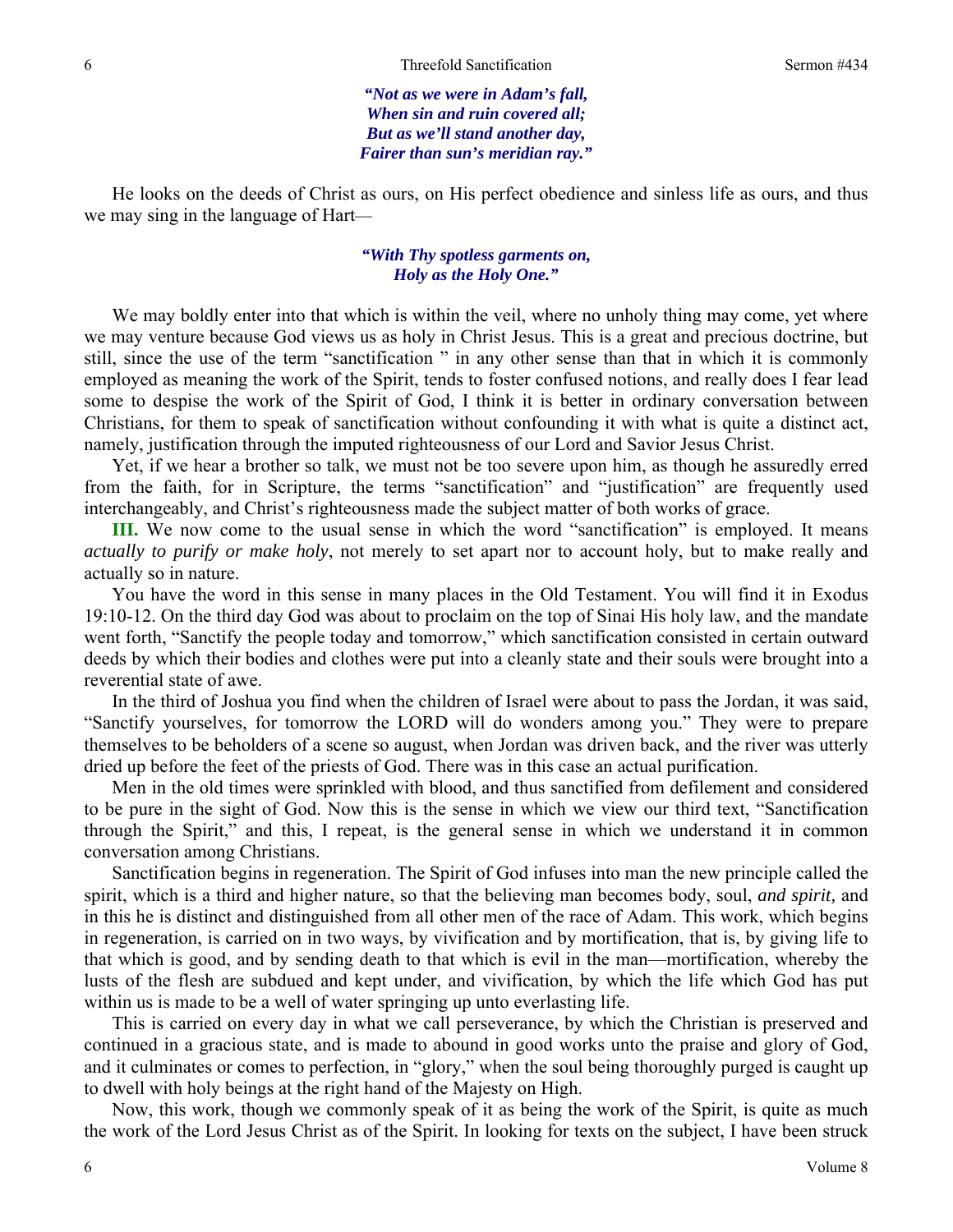*"Not as we were in Adam's fall,*
*When sin and ruin covered all;*
*But as we'll stand another day,*
*Fairer than sun's meridian ray."*

He looks on the deeds of Christ as ours, on His perfect obedience and sinless life as ours, and thus we may sing in the language of Hart—

*"With Thy spotless garments on,*
*Holy as the Holy One."*

We may boldly enter into that which is within the veil, where no unholy thing may come, yet where we may venture because God views us as holy in Christ Jesus. This is a great and precious doctrine, but still, since the use of the term "sanctification " in any other sense than that in which it is commonly employed as meaning the work of the Spirit, tends to foster confused notions, and really does I fear lead some to despise the work of the Spirit of God, I think it is better in ordinary conversation between Christians, for them to speak of sanctification without confounding it with what is quite a distinct act, namely, justification through the imputed righteousness of our Lord and Savior Jesus Christ.

Yet, if we hear a brother so talk, we must not be too severe upon him, as though he assuredly erred from the faith, for in Scripture, the terms "sanctification" and "justification" are frequently used interchangeably, and Christ's righteousness made the subject matter of both works of grace.

**III.** We now come to the usual sense in which the word "sanctification" is employed. It means *actually to purify or make holy*, not merely to set apart nor to account holy, but to make really and actually so in nature.

You have the word in this sense in many places in the Old Testament. You will find it in Exodus 19:10-12. On the third day God was about to proclaim on the top of Sinai His holy law, and the mandate went forth, "Sanctify the people today and tomorrow," which sanctification consisted in certain outward deeds by which their bodies and clothes were put into a cleanly state and their souls were brought into a reverential state of awe.

In the third of Joshua you find when the children of Israel were about to pass the Jordan, it was said, "Sanctify yourselves, for tomorrow the LORD will do wonders among you." They were to prepare themselves to be beholders of a scene so august, when Jordan was driven back, and the river was utterly dried up before the feet of the priests of God. There was in this case an actual purification.

Men in the old times were sprinkled with blood, and thus sanctified from defilement and considered to be pure in the sight of God. Now this is the sense in which we view our third text, "Sanctification through the Spirit," and this, I repeat, is the general sense in which we understand it in common conversation among Christians.

Sanctification begins in regeneration. The Spirit of God infuses into man the new principle called the spirit, which is a third and higher nature, so that the believing man becomes body, soul, *and spirit,* and in this he is distinct and distinguished from all other men of the race of Adam. This work, which begins in regeneration, is carried on in two ways, by vivification and by mortification, that is, by giving life to that which is good, and by sending death to that which is evil in the man—mortification, whereby the lusts of the flesh are subdued and kept under, and vivification, by which the life which God has put within us is made to be a well of water springing up unto everlasting life.

This is carried on every day in what we call perseverance, by which the Christian is preserved and continued in a gracious state, and is made to abound in good works unto the praise and glory of God, and it culminates or comes to perfection, in "glory," when the soul being thoroughly purged is caught up to dwell with holy beings at the right hand of the Majesty on High.

Now, this work, though we commonly speak of it as being the work of the Spirit, is quite as much the work of the Lord Jesus Christ as of the Spirit. In looking for texts on the subject, I have been struck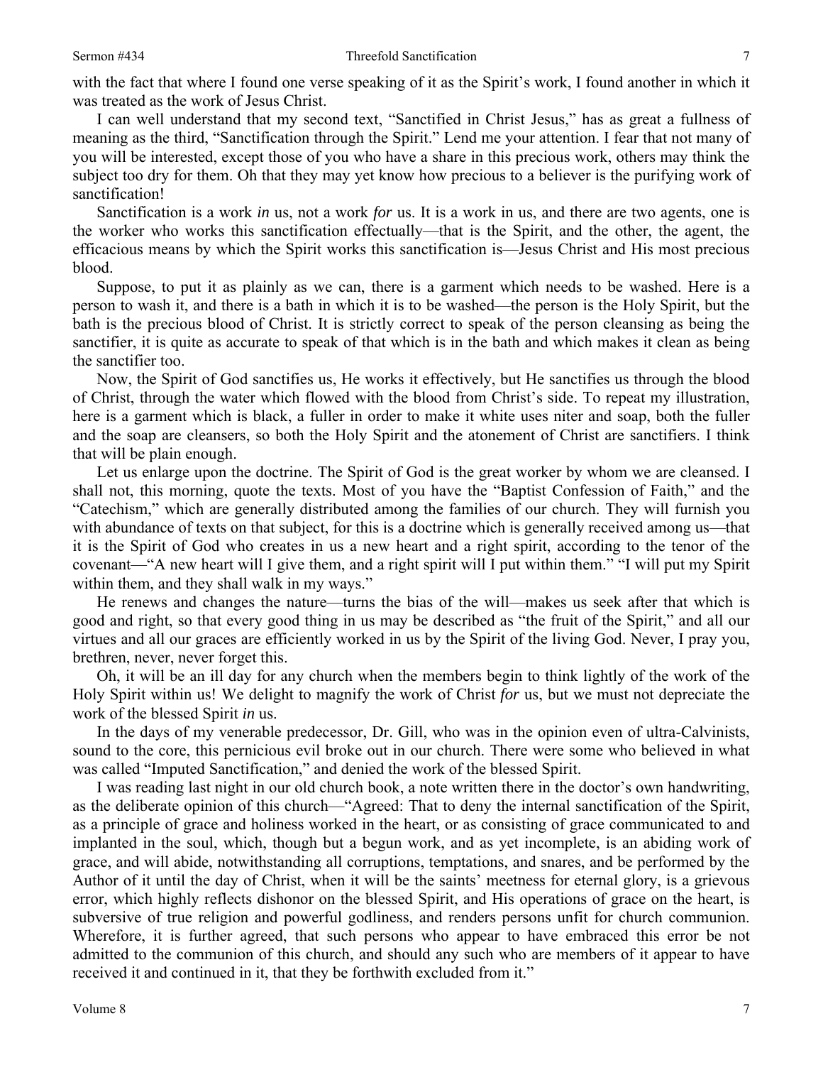with the fact that where I found one verse speaking of it as the Spirit's work, I found another in which it was treated as the work of Jesus Christ.

I can well understand that my second text, "Sanctified in Christ Jesus," has as great a fullness of meaning as the third, "Sanctification through the Spirit." Lend me your attention. I fear that not many of you will be interested, except those of you who have a share in this precious work, others may think the subject too dry for them. Oh that they may yet know how precious to a believer is the purifying work of sanctification!

Sanctification is a work *in* us, not a work *for* us. It is a work in us, and there are two agents, one is the worker who works this sanctification effectually—that is the Spirit, and the other, the agent, the efficacious means by which the Spirit works this sanctification is—Jesus Christ and His most precious blood.

Suppose, to put it as plainly as we can, there is a garment which needs to be washed. Here is a person to wash it, and there is a bath in which it is to be washed—the person is the Holy Spirit, but the bath is the precious blood of Christ. It is strictly correct to speak of the person cleansing as being the sanctifier, it is quite as accurate to speak of that which is in the bath and which makes it clean as being the sanctifier too.

Now, the Spirit of God sanctifies us, He works it effectively, but He sanctifies us through the blood of Christ, through the water which flowed with the blood from Christ's side. To repeat my illustration, here is a garment which is black, a fuller in order to make it white uses niter and soap, both the fuller and the soap are cleansers, so both the Holy Spirit and the atonement of Christ are sanctifiers. I think that will be plain enough.

Let us enlarge upon the doctrine. The Spirit of God is the great worker by whom we are cleansed. I shall not, this morning, quote the texts. Most of you have the "Baptist Confession of Faith," and the "Catechism," which are generally distributed among the families of our church. They will furnish you with abundance of texts on that subject, for this is a doctrine which is generally received among us—that it is the Spirit of God who creates in us a new heart and a right spirit, according to the tenor of the covenant—"A new heart will I give them, and a right spirit will I put within them." "I will put my Spirit within them, and they shall walk in my ways."

He renews and changes the nature—turns the bias of the will—makes us seek after that which is good and right, so that every good thing in us may be described as "the fruit of the Spirit," and all our virtues and all our graces are efficiently worked in us by the Spirit of the living God. Never, I pray you, brethren, never, never forget this.

Oh, it will be an ill day for any church when the members begin to think lightly of the work of the Holy Spirit within us! We delight to magnify the work of Christ *for* us, but we must not depreciate the work of the blessed Spirit *in* us.

In the days of my venerable predecessor, Dr. Gill, who was in the opinion even of ultra-Calvinists, sound to the core, this pernicious evil broke out in our church. There were some who believed in what was called "Imputed Sanctification," and denied the work of the blessed Spirit.

I was reading last night in our old church book, a note written there in the doctor's own handwriting, as the deliberate opinion of this church—"Agreed: That to deny the internal sanctification of the Spirit, as a principle of grace and holiness worked in the heart, or as consisting of grace communicated to and implanted in the soul, which, though but a begun work, and as yet incomplete, is an abiding work of grace, and will abide, notwithstanding all corruptions, temptations, and snares, and be performed by the Author of it until the day of Christ, when it will be the saints' meetness for eternal glory, is a grievous error, which highly reflects dishonor on the blessed Spirit, and His operations of grace on the heart, is subversive of true religion and powerful godliness, and renders persons unfit for church communion. Wherefore, it is further agreed, that such persons who appear to have embraced this error be not admitted to the communion of this church, and should any such who are members of it appear to have received it and continued in it, that they be forthwith excluded from it."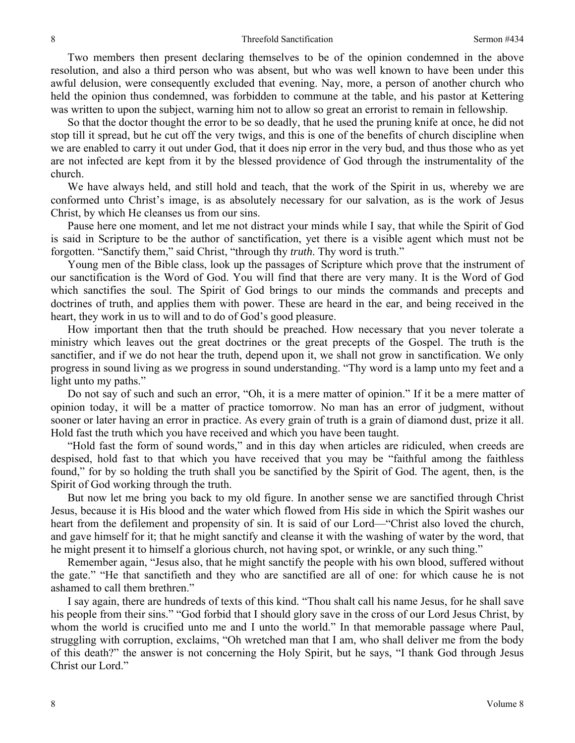Two members then present declaring themselves to be of the opinion condemned in the above resolution, and also a third person who was absent, but who was well known to have been under this awful delusion, were consequently excluded that evening. Nay, more, a person of another church who held the opinion thus condemned, was forbidden to commune at the table, and his pastor at Kettering was written to upon the subject, warning him not to allow so great an errorist to remain in fellowship.

So that the doctor thought the error to be so deadly, that he used the pruning knife at once, he did not stop till it spread, but he cut off the very twigs, and this is one of the benefits of church discipline when we are enabled to carry it out under God, that it does nip error in the very bud, and thus those who as yet are not infected are kept from it by the blessed providence of God through the instrumentality of the church.

We have always held, and still hold and teach, that the work of the Spirit in us, whereby we are conformed unto Christ's image, is as absolutely necessary for our salvation, as is the work of Jesus Christ, by which He cleanses us from our sins.

Pause here one moment, and let me not distract your minds while I say, that while the Spirit of God is said in Scripture to be the author of sanctification, yet there is a visible agent which must not be forgotten. "Sanctify them," said Christ, "through thy *truth*. Thy word is truth."

Young men of the Bible class, look up the passages of Scripture which prove that the instrument of our sanctification is the Word of God. You will find that there are very many. It is the Word of God which sanctifies the soul. The Spirit of God brings to our minds the commands and precepts and doctrines of truth, and applies them with power. These are heard in the ear, and being received in the heart, they work in us to will and to do of God's good pleasure.

How important then that the truth should be preached. How necessary that you never tolerate a ministry which leaves out the great doctrines or the great precepts of the Gospel. The truth is the sanctifier, and if we do not hear the truth, depend upon it, we shall not grow in sanctification. We only progress in sound living as we progress in sound understanding. "Thy word is a lamp unto my feet and a light unto my paths."

Do not say of such and such an error, "Oh, it is a mere matter of opinion." If it be a mere matter of opinion today, it will be a matter of practice tomorrow. No man has an error of judgment, without sooner or later having an error in practice. As every grain of truth is a grain of diamond dust, prize it all. Hold fast the truth which you have received and which you have been taught.

"Hold fast the form of sound words," and in this day when articles are ridiculed, when creeds are despised, hold fast to that which you have received that you may be "faithful among the faithless found," for by so holding the truth shall you be sanctified by the Spirit of God. The agent, then, is the Spirit of God working through the truth.

But now let me bring you back to my old figure. In another sense we are sanctified through Christ Jesus, because it is His blood and the water which flowed from His side in which the Spirit washes our heart from the defilement and propensity of sin. It is said of our Lord—"Christ also loved the church, and gave himself for it; that he might sanctify and cleanse it with the washing of water by the word, that he might present it to himself a glorious church, not having spot, or wrinkle, or any such thing."

Remember again, "Jesus also, that he might sanctify the people with his own blood, suffered without the gate." "He that sanctifieth and they who are sanctified are all of one: for which cause he is not ashamed to call them brethren."

I say again, there are hundreds of texts of this kind. "Thou shalt call his name Jesus, for he shall save his people from their sins." "God forbid that I should glory save in the cross of our Lord Jesus Christ, by whom the world is crucified unto me and I unto the world." In that memorable passage where Paul, struggling with corruption, exclaims, "Oh wretched man that I am, who shall deliver me from the body of this death?" the answer is not concerning the Holy Spirit, but he says, "I thank God through Jesus Christ our Lord."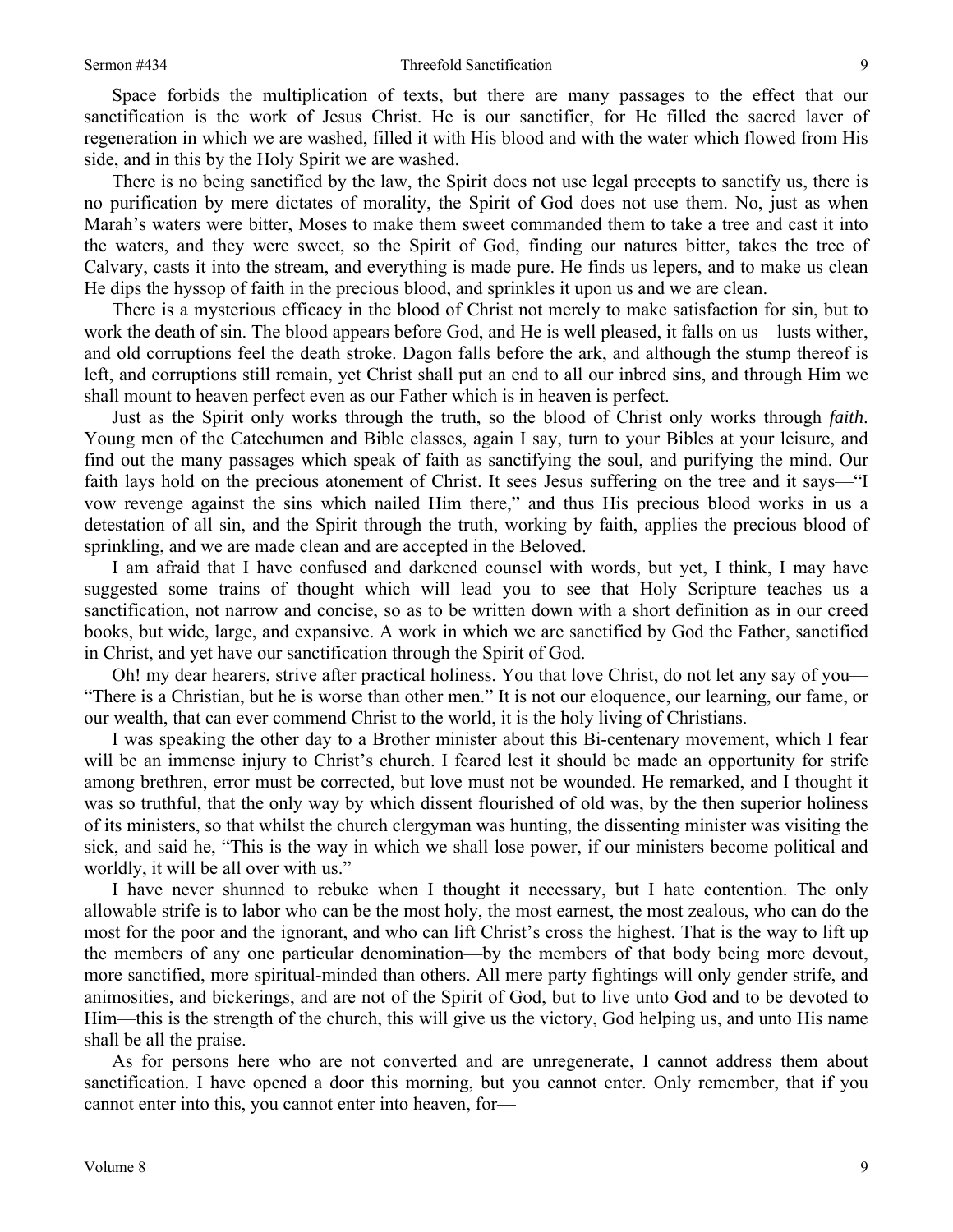Space forbids the multiplication of texts, but there are many passages to the effect that our sanctification is the work of Jesus Christ. He is our sanctifier, for He filled the sacred laver of regeneration in which we are washed, filled it with His blood and with the water which flowed from His side, and in this by the Holy Spirit we are washed.

There is no being sanctified by the law, the Spirit does not use legal precepts to sanctify us, there is no purification by mere dictates of morality, the Spirit of God does not use them. No, just as when Marah's waters were bitter, Moses to make them sweet commanded them to take a tree and cast it into the waters, and they were sweet, so the Spirit of God, finding our natures bitter, takes the tree of Calvary, casts it into the stream, and everything is made pure. He finds us lepers, and to make us clean He dips the hyssop of faith in the precious blood, and sprinkles it upon us and we are clean.

There is a mysterious efficacy in the blood of Christ not merely to make satisfaction for sin, but to work the death of sin. The blood appears before God, and He is well pleased, it falls on us—lusts wither, and old corruptions feel the death stroke. Dagon falls before the ark, and although the stump thereof is left, and corruptions still remain, yet Christ shall put an end to all our inbred sins, and through Him we shall mount to heaven perfect even as our Father which is in heaven is perfect.

Just as the Spirit only works through the truth, so the blood of Christ only works through *faith*. Young men of the Catechumen and Bible classes, again I say, turn to your Bibles at your leisure, and find out the many passages which speak of faith as sanctifying the soul, and purifying the mind. Our faith lays hold on the precious atonement of Christ. It sees Jesus suffering on the tree and it says—"I vow revenge against the sins which nailed Him there," and thus His precious blood works in us a detestation of all sin, and the Spirit through the truth, working by faith, applies the precious blood of sprinkling, and we are made clean and are accepted in the Beloved.

I am afraid that I have confused and darkened counsel with words, but yet, I think, I may have suggested some trains of thought which will lead you to see that Holy Scripture teaches us a sanctification, not narrow and concise, so as to be written down with a short definition as in our creed books, but wide, large, and expansive. A work in which we are sanctified by God the Father, sanctified in Christ, and yet have our sanctification through the Spirit of God.

Oh! my dear hearers, strive after practical holiness. You that love Christ, do not let any say of you—"There is a Christian, but he is worse than other men." It is not our eloquence, our learning, our fame, or our wealth, that can ever commend Christ to the world, it is the holy living of Christians.

I was speaking the other day to a Brother minister about this Bi-centenary movement, which I fear will be an immense injury to Christ's church. I feared lest it should be made an opportunity for strife among brethren, error must be corrected, but love must not be wounded. He remarked, and I thought it was so truthful, that the only way by which dissent flourished of old was, by the then superior holiness of its ministers, so that whilst the church clergyman was hunting, the dissenting minister was visiting the sick, and said he, "This is the way in which we shall lose power, if our ministers become political and worldly, it will be all over with us."

I have never shunned to rebuke when I thought it necessary, but I hate contention. The only allowable strife is to labor who can be the most holy, the most earnest, the most zealous, who can do the most for the poor and the ignorant, and who can lift Christ's cross the highest. That is the way to lift up the members of any one particular denomination—by the members of that body being more devout, more sanctified, more spiritual-minded than others. All mere party fightings will only gender strife, and animosities, and bickerings, and are not of the Spirit of God, but to live unto God and to be devoted to Him—this is the strength of the church, this will give us the victory, God helping us, and unto His name shall be all the praise.

As for persons here who are not converted and are unregenerate, I cannot address them about sanctification. I have opened a door this morning, but you cannot enter. Only remember, that if you cannot enter into this, you cannot enter into heaven, for—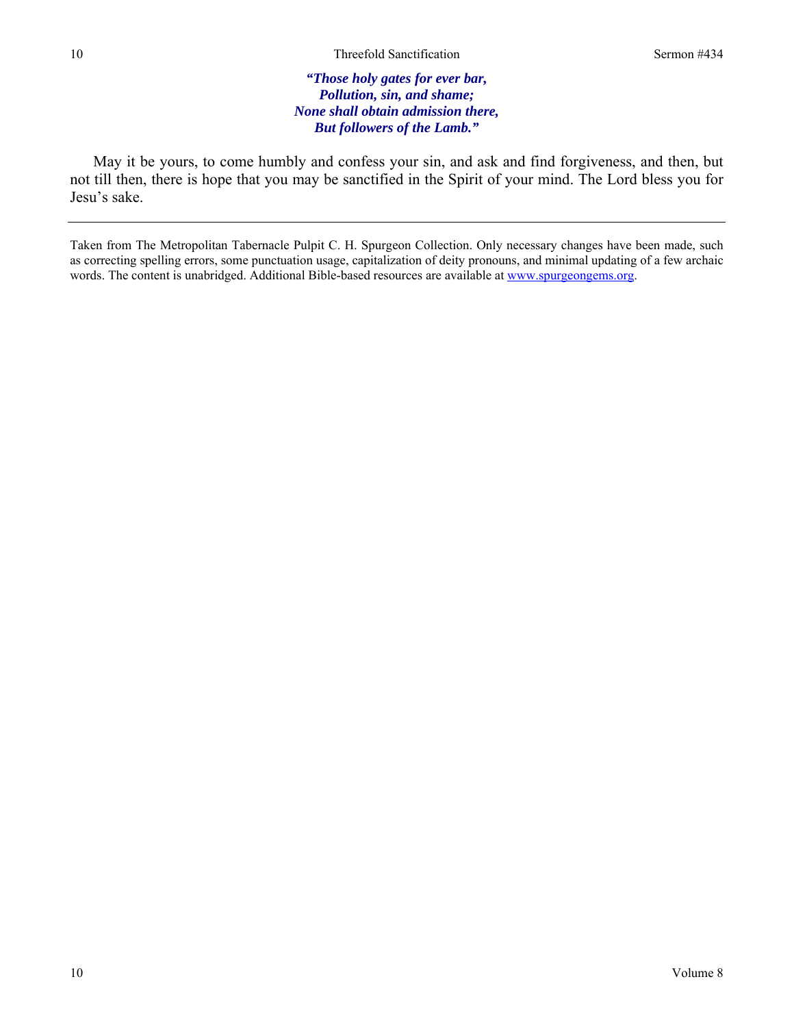*"Those holy gates for ever bar,*
*Pollution, sin, and shame;*
*None shall obtain admission there,*
*But followers of the Lamb."*

May it be yours, to come humbly and confess your sin, and ask and find forgiveness, and then, but not till then, there is hope that you may be sanctified in the Spirit of your mind. The Lord bless you for Jesu's sake.

---

Taken from The Metropolitan Tabernacle Pulpit C. H. Spurgeon Collection. Only necessary changes have been made, such as correcting spelling errors, some punctuation usage, capitalization of deity pronouns, and minimal updating of a few archaic words. The content is unabridged. Additional Bible-based resources are available at www.spurgeongems.org.